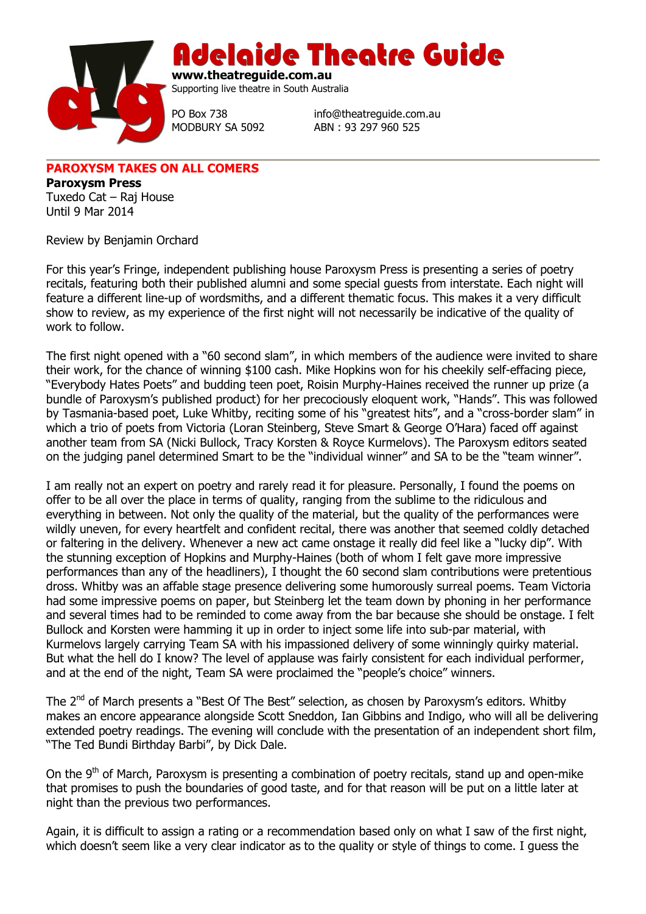# Adelaide Theatre Guide

**www.theatreguide.com.au**
Supporting live theatre in South Australia

PO Box 738
MODBURY SA 5092

info@theatreguide.com.au
ABN : 93 297 960 525

## PAROXYSM TAKES ON ALL COMERS

**Paroxysm Press**
Tuxedo Cat – Raj House
Until 9 Mar 2014

Review by Benjamin Orchard

For this year's Fringe, independent publishing house Paroxysm Press is presenting a series of poetry recitals, featuring both their published alumni and some special guests from interstate. Each night will feature a different line-up of wordsmiths, and a different thematic focus. This makes it a very difficult show to review, as my experience of the first night will not necessarily be indicative of the quality of work to follow.

The first night opened with a "60 second slam", in which members of the audience were invited to share their work, for the chance of winning $100 cash. Mike Hopkins won for his cheekily self-effacing piece, "Everybody Hates Poets" and budding teen poet, Roisin Murphy-Haines received the runner up prize (a bundle of Paroxysm's published product) for her precociously eloquent work, "Hands". This was followed by Tasmania-based poet, Luke Whitby, reciting some of his "greatest hits", and a "cross-border slam" in which a trio of poets from Victoria (Loran Steinberg, Steve Smart & George O'Hara) faced off against another team from SA (Nicki Bullock, Tracy Korsten & Royce Kurmelovs). The Paroxysm editors seated on the judging panel determined Smart to be the "individual winner" and SA to be the "team winner".

I am really not an expert on poetry and rarely read it for pleasure. Personally, I found the poems on offer to be all over the place in terms of quality, ranging from the sublime to the ridiculous and everything in between. Not only the quality of the material, but the quality of the performances were wildly uneven, for every heartfelt and confident recital, there was another that seemed coldly detached or faltering in the delivery. Whenever a new act came onstage it really did feel like a "lucky dip". With the stunning exception of Hopkins and Murphy-Haines (both of whom I felt gave more impressive performances than any of the headliners), I thought the 60 second slam contributions were pretentious dross. Whitby was an affable stage presence delivering some humorously surreal poems. Team Victoria had some impressive poems on paper, but Steinberg let the team down by phoning in her performance and several times had to be reminded to come away from the bar because she should be onstage. I felt Bullock and Korsten were hamming it up in order to inject some life into sub-par material, with Kurmelovs largely carrying Team SA with his impassioned delivery of some winningly quirky material. But what the hell do I know? The level of applause was fairly consistent for each individual performer, and at the end of the night, Team SA were proclaimed the "people's choice" winners.

The 2nd of March presents a "Best Of The Best" selection, as chosen by Paroxysm's editors. Whitby makes an encore appearance alongside Scott Sneddon, Ian Gibbins and Indigo, who will all be delivering extended poetry readings. The evening will conclude with the presentation of an independent short film, "The Ted Bundi Birthday Barbi", by Dick Dale.

On the 9th of March, Paroxysm is presenting a combination of poetry recitals, stand up and open-mike that promises to push the boundaries of good taste, and for that reason will be put on a little later at night than the previous two performances.

Again, it is difficult to assign a rating or a recommendation based only on what I saw of the first night, which doesn't seem like a very clear indicator as to the quality or style of things to come. I guess the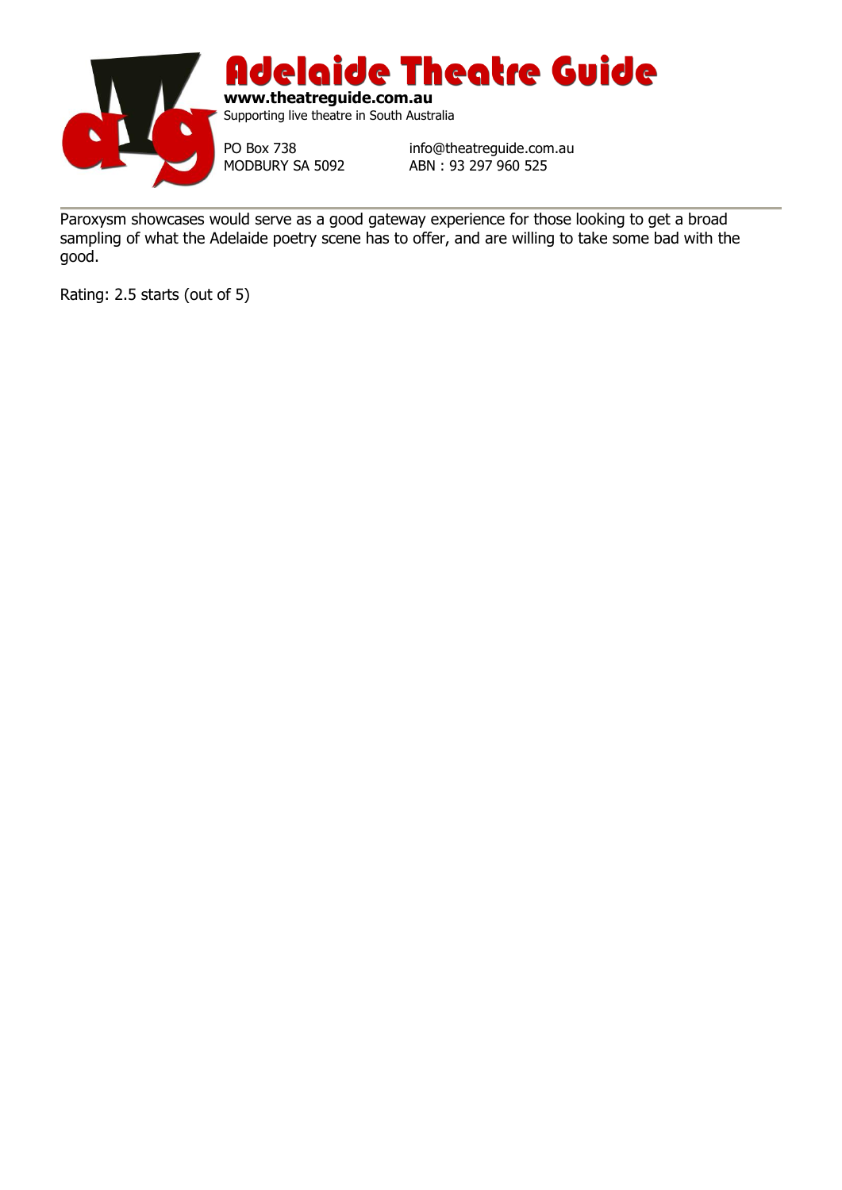Paroxysm showcases would serve as a good gateway experience for those looking to get a broad sampling of what the Adelaide poetry scene has to offer, and are willing to take some bad with the good.

Rating: 2.5 starts (out of 5)